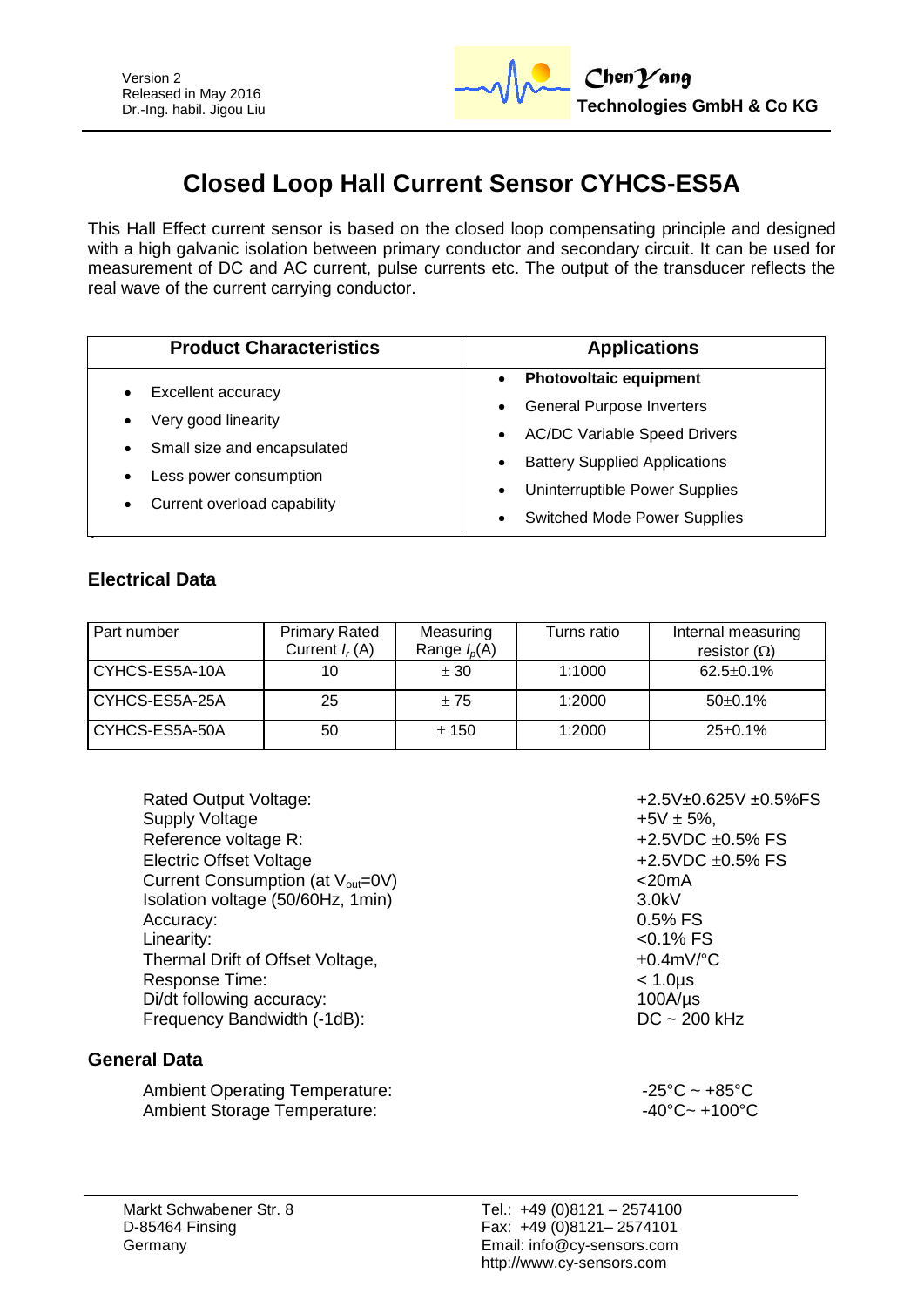Version 2
Released in May 2016
Dr.-Ing. habil. Jigou Liu

ChenYang
Technologies GmbH & Co KG

# Closed Loop Hall Current Sensor CYHCS-ES5A

This Hall Effect current sensor is based on the closed loop compensating principle and designed with a high galvanic isolation between primary conductor and secondary circuit. It can be used for measurement of DC and AC current, pulse currents etc. The output of the transducer reflects the real wave of the current carrying conductor.

| Product Characteristics | Applications |
|---|---|
| • Excellent accuracy<br>• Very good linearity<br>• Small size and encapsulated<br>• Less power consumption<br>• Current overload capability | • **Photovoltaic equipment**<br>• General Purpose Inverters<br>• AC/DC Variable Speed Drivers<br>• Battery Supplied Applications<br>• Uninterruptible Power Supplies<br>• Switched Mode Power Supplies |

## Electrical Data

| Part number | Primary Rated Current $I_r$ (A) | Measuring Range $I_p$(A) | Turns ratio | Internal measuring resistor (Ω) |
|---|---|---|---|---|
| CYHCS-ES5A-10A | 10 | ± 30 | 1:1000 | 62.5±0.1% |
| CYHCS-ES5A-25A | 25 | ± 75 | 1:2000 | 50±0.1% |
| CYHCS-ES5A-50A | 50 | ± 150 | 1:2000 | 25±0.1% |

| | |
|---|---|
| Rated Output Voltage: | +2.5V±0.625V ±0.5%FS |
| Supply Voltage | +5V ± 5%, |
| Reference voltage R: | +2.5VDC ±0.5% FS |
| Electric Offset Voltage | +2.5VDC ±0.5% FS |
| Current Consumption (at $V_{out}$=0V) | <20mA |
| Isolation voltage (50/60Hz, 1min) | 3.0kV |
| Accuracy: | 0.5% FS |
| Linearity: | <0.1% FS |
| Thermal Drift of Offset Voltage, | ±0.4mV/°C |
| Response Time: | < 1.0µs |
| Di/dt following accuracy: | 100A/µs |
| Frequency Bandwidth (-1dB): | DC ~ 200 kHz |

## General Data

| | |
|---|---|
| Ambient Operating Temperature: | -25°C ~ +85°C |
| Ambient Storage Temperature: | -40°C~ +100°C |

Markt Schwabener Str. 8
D-85464 Finsing
Germany

Tel.: +49 (0)8121 – 2574100
Fax: +49 (0)8121– 2574101
Email: info@cy-sensors.com
http://www.cy-sensors.com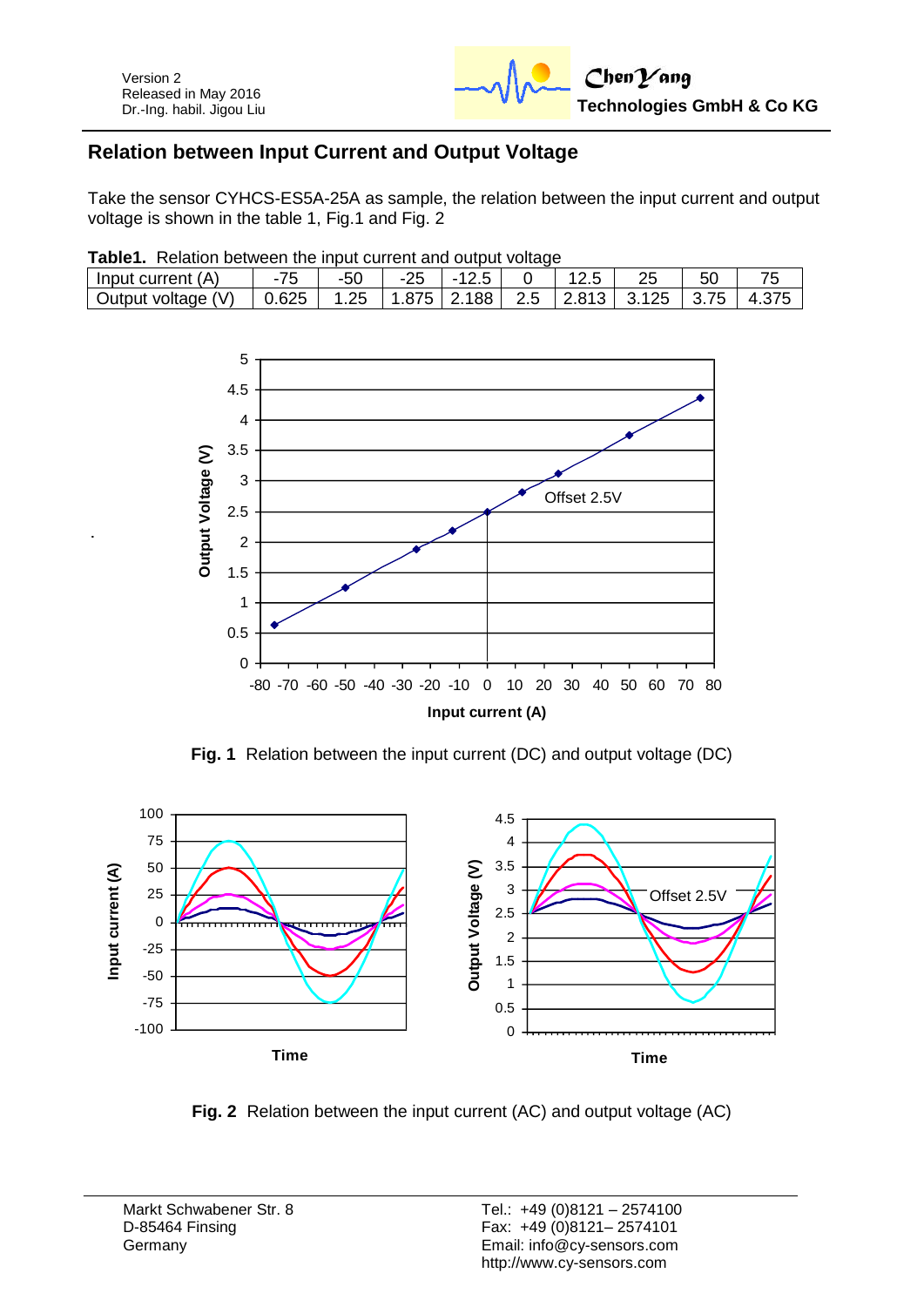## Relation between Input Current and Output Voltage

Take the sensor CYHCS-ES5A-25A as sample, the relation between the input current and output voltage is shown in the table 1, Fig.1 and Fig. 2

**Table1.** Relation between the input current and output voltage

| Input current (A) | -75 | -50 | -25 | -12.5 | 0 | 12.5 | 25 | 50 | 75 |
|---|---|---|---|---|---|---|---|---|---|
| Output voltage (V) | 0.625 | 1.25 | 1.875 | 2.188 | 2.5 | 2.813 | 3.125 | 3.75 | 4.375 |

**Fig. 1** Relation between the input current (DC) and output voltage (DC)

**Fig. 2** Relation between the input current (AC) and output voltage (AC)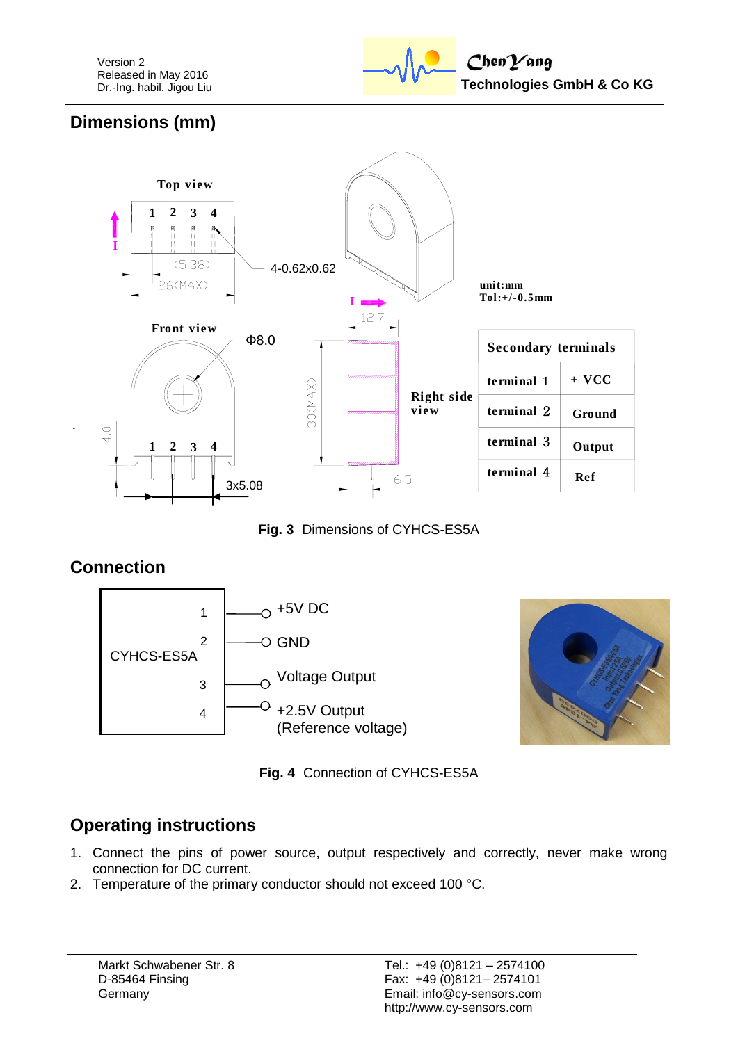## Dimensions (mm)

Top view

1 2 3 4

I

(5.38)

26(MAX)

4-0.62x0.62

I

12.7

unit:mm
Tol:+/-0.5mm

Front view

Φ8.0

4.0

1 2 3 4

3x5.08

30(MAX)

Right side view

6.5

| Secondary terminals | |
|---|---|
| terminal 1 | + VCC |
| terminal 2 | Ground |
| terminal 3 | Output |
| terminal 4 | Ref |

**Fig. 3** Dimensions of CYHCS-ES5A

## Connection

CYHCS-ES5A

1 — +5V DC

2 — GND

3 — Voltage Output

4 — +2.5V Output (Reference voltage)

**Fig. 4** Connection of CYHCS-ES5A

## Operating instructions

1. Connect the pins of power source, output respectively and correctly, never make wrong connection for DC current.
2. Temperature of the primary conductor should not exceed 100 °C.